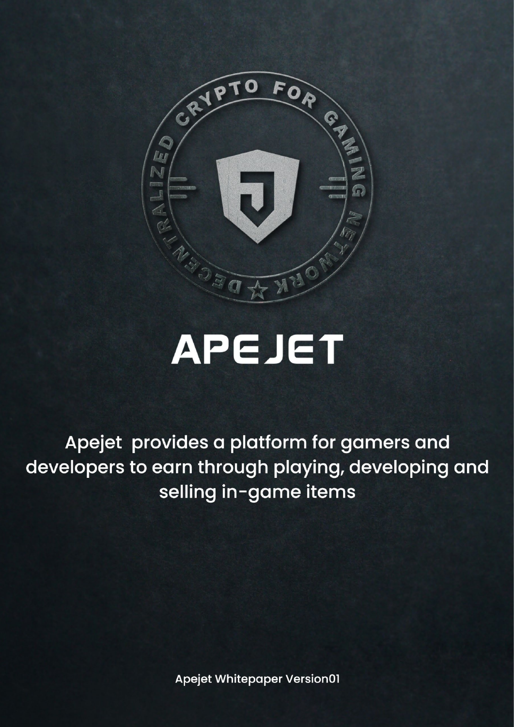DECENTRALIZED CRYPTO FOR GAMING NETWORK

# APEJET

Apejet provides a platform for gamers and developers to earn through playing, developing and selling in-game items

Apejet Whitepaper Version01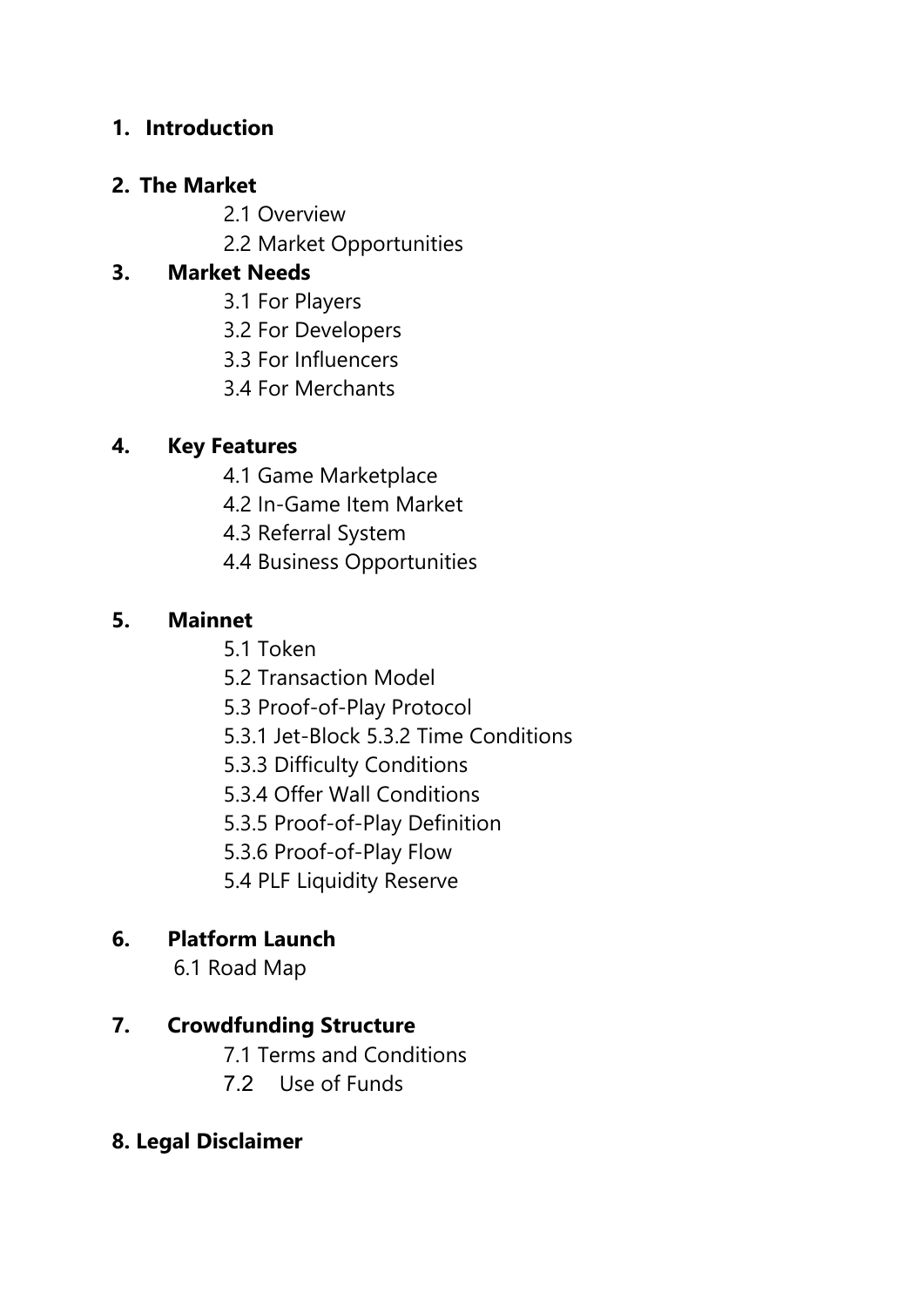**1. Introduction**

**2. The Market**

- 2.1 Overview
- 2.2 Market Opportunities

**3. Market Needs**

- 3.1 For Players
- 3.2 For Developers
- 3.3 For Influencers
- 3.4 For Merchants

**4. Key Features**

- 4.1 Game Marketplace
- 4.2 In-Game Item Market
- 4.3 Referral System
- 4.4 Business Opportunities

**5. Mainnet**

- 5.1 Token
- 5.2 Transaction Model
- 5.3 Proof-of-Play Protocol
- 5.3.1 Jet-Block 5.3.2 Time Conditions
- 5.3.3 Difficulty Conditions
- 5.3.4 Offer Wall Conditions
- 5.3.5 Proof-of-Play Definition
- 5.3.6 Proof-of-Play Flow
- 5.4 PLF Liquidity Reserve

**6. Platform Launch**

- 6.1 Road Map

**7. Crowdfunding Structure**

- 7.1 Terms and Conditions
- 7.2 Use of Funds

**8. Legal Disclaimer**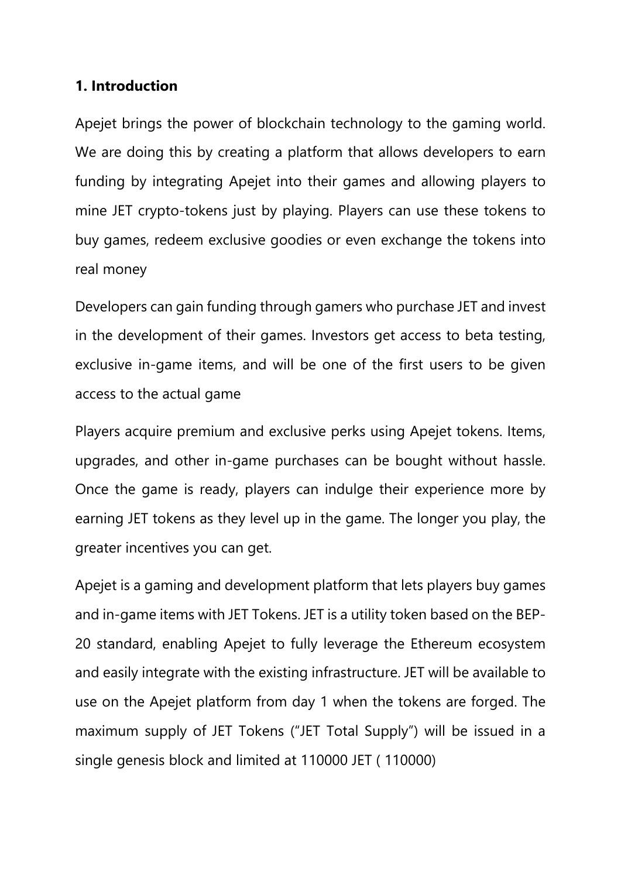## 1. Introduction

Apejet brings the power of blockchain technology to the gaming world. We are doing this by creating a platform that allows developers to earn funding by integrating Apejet into their games and allowing players to mine JET crypto-tokens just by playing. Players can use these tokens to buy games, redeem exclusive goodies or even exchange the tokens into real money

Developers can gain funding through gamers who purchase JET and invest in the development of their games. Investors get access to beta testing, exclusive in-game items, and will be one of the first users to be given access to the actual game

Players acquire premium and exclusive perks using Apejet tokens. Items, upgrades, and other in-game purchases can be bought without hassle. Once the game is ready, players can indulge their experience more by earning JET tokens as they level up in the game. The longer you play, the greater incentives you can get.

Apejet is a gaming and development platform that lets players buy games and in-game items with JET Tokens. JET is a utility token based on the BEP-20 standard, enabling Apejet to fully leverage the Ethereum ecosystem and easily integrate with the existing infrastructure. JET will be available to use on the Apejet platform from day 1 when the tokens are forged. The maximum supply of JET Tokens ("JET Total Supply") will be issued in a single genesis block and limited at 110000 JET ( 110000)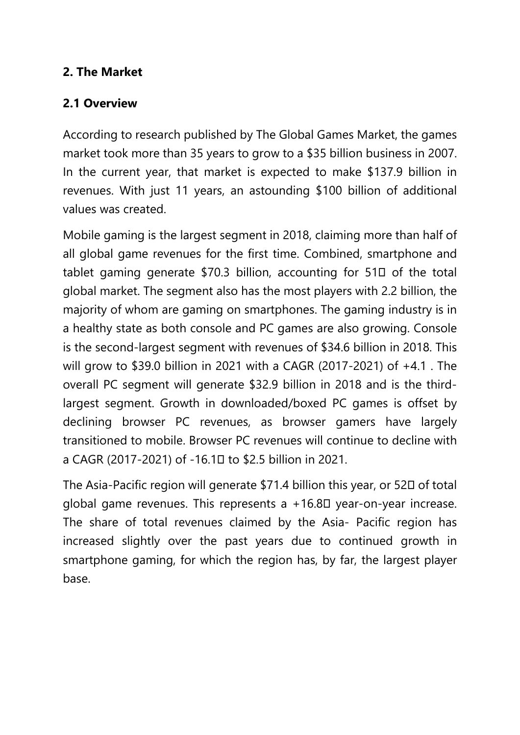## 2. The Market

### 2.1 Overview

According to research published by The Global Games Market, the games market took more than 35 years to grow to a $35 billion business in 2007. In the current year, that market is expected to make $137.9 billion in revenues. With just 11 years, an astounding $100 billion of additional values was created.

Mobile gaming is the largest segment in 2018, claiming more than half of all global game revenues for the first time. Combined, smartphone and tablet gaming generate $70.3 billion, accounting for 51% of the total global market. The segment also has the most players with 2.2 billion, the majority of whom are gaming on smartphones. The gaming industry is in a healthy state as both console and PC games are also growing. Console is the second-largest segment with revenues of $34.6 billion in 2018. This will grow to $39.0 billion in 2021 with a CAGR (2017-2021) of +4.1 . The overall PC segment will generate $32.9 billion in 2018 and is the third-largest segment. Growth in downloaded/boxed PC games is offset by declining browser PC revenues, as browser gamers have largely transitioned to mobile. Browser PC revenues will continue to decline with a CAGR (2017-2021) of -16.1% to $2.5 billion in 2021.

The Asia-Pacific region will generate $71.4 billion this year, or 52% of total global game revenues. This represents a +16.8% year-on-year increase. The share of total revenues claimed by the Asia- Pacific region has increased slightly over the past years due to continued growth in smartphone gaming, for which the region has, by far, the largest player base.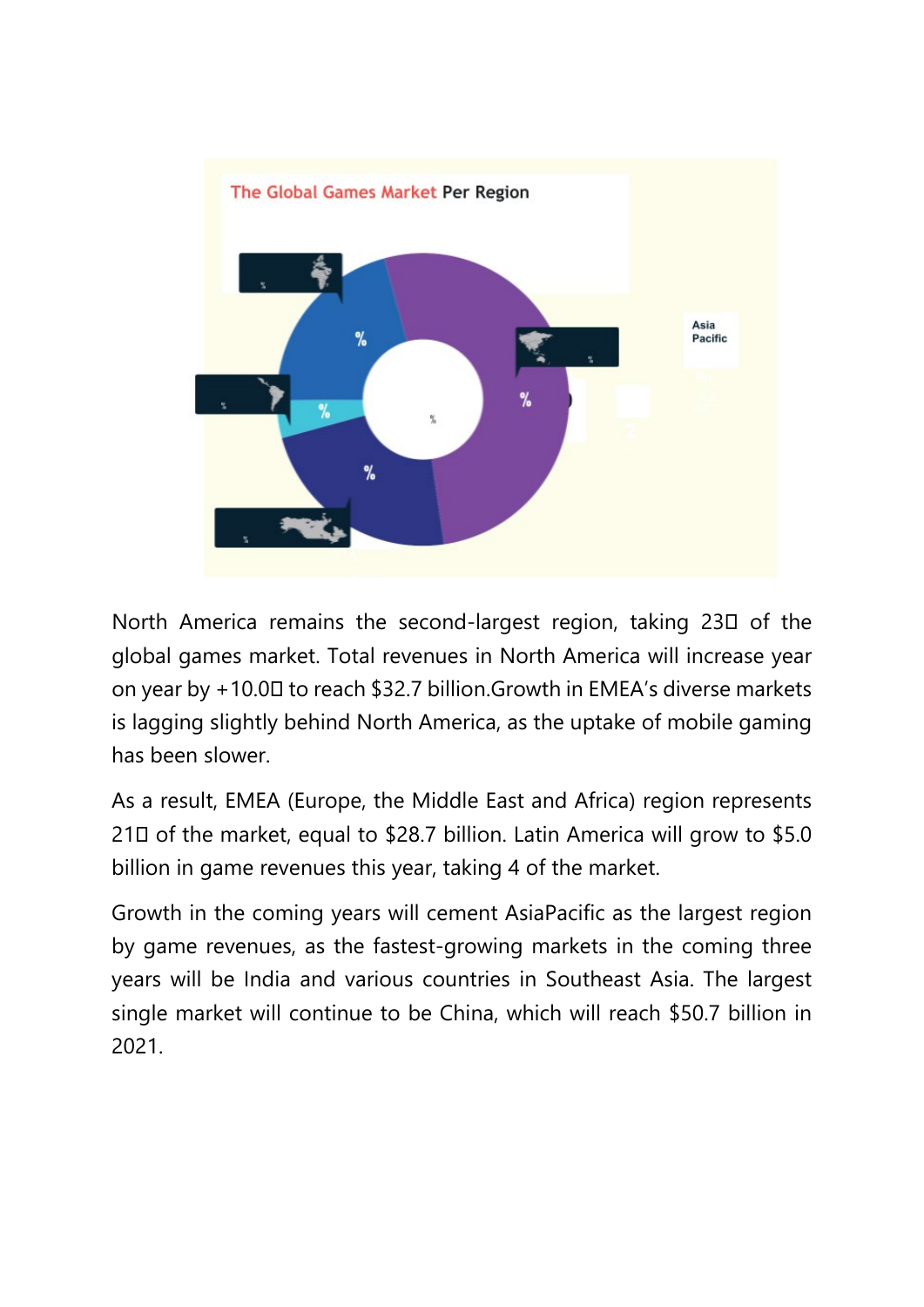The Global Games Market Per Region

Asia Pacific

North America remains the second-largest region, taking 23% of the global games market. Total revenues in North America will increase year on year by +10.0% to reach $32.7 billion.Growth in EMEA's diverse markets is lagging slightly behind North America, as the uptake of mobile gaming has been slower.

As a result, EMEA (Europe, the Middle East and Africa) region represents 21% of the market, equal to $28.7 billion. Latin America will grow to $5.0 billion in game revenues this year, taking 4 of the market.

Growth in the coming years will cement AsiaPacific as the largest region by game revenues, as the fastest-growing markets in the coming three years will be India and various countries in Southeast Asia. The largest single market will continue to be China, which will reach $50.7 billion in 2021.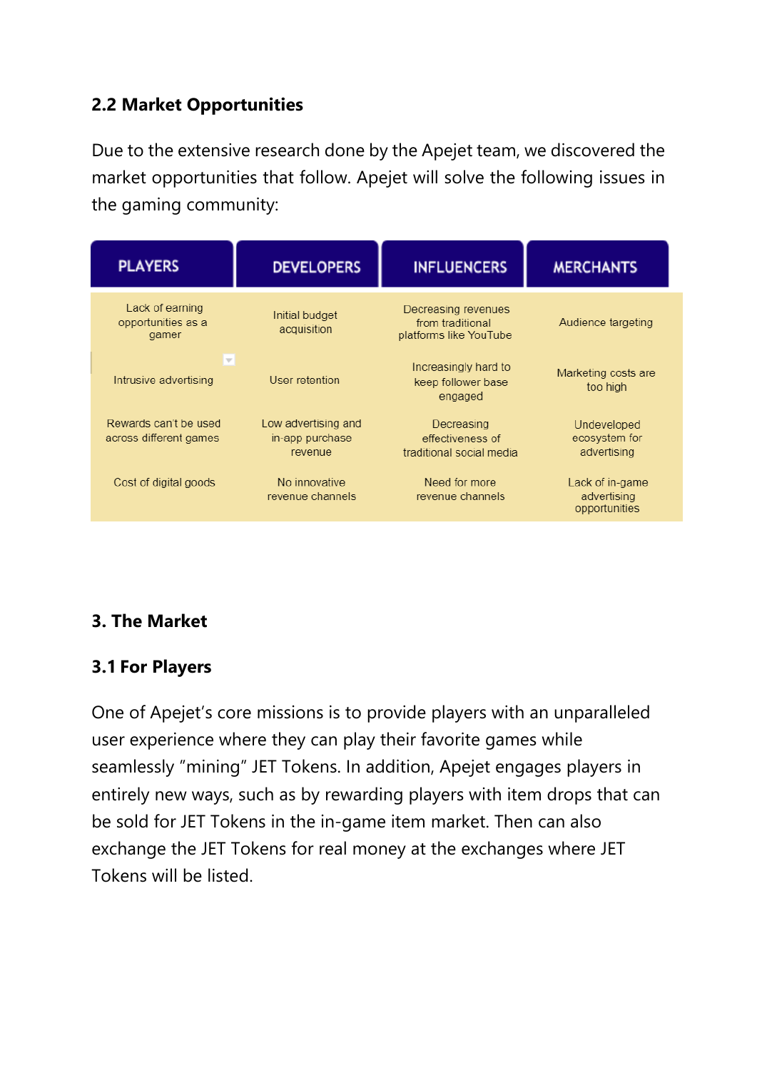### 2.2 Market Opportunities

Due to the extensive research done by the Apejet team, we discovered the market opportunities that follow. Apejet will solve the following issues in the gaming community:

| PLAYERS | DEVELOPERS | INFLUENCERS | MERCHANTS |
| --- | --- | --- | --- |
| Lack of earning opportunities as a gamer | Initial budget acquisition | Decreasing revenues from traditional platforms like YouTube | Audience targeting |
| Intrusive advertising | User retention | Increasingly hard to keep follower base engaged | Marketing costs are too high |
| Rewards can't be used across different games | Low advertising and in-app purchase revenue | Decreasing effectiveness of traditional social media | Undeveloped ecosystem for advertising |
| Cost of digital goods | No innovative revenue channels | Need for more revenue channels | Lack of in-game advertising opportunities |

## 3. The Market

### 3.1 For Players

One of Apejet's core missions is to provide players with an unparalleled user experience where they can play their favorite games while seamlessly "mining" JET Tokens. In addition, Apejet engages players in entirely new ways, such as by rewarding players with item drops that can be sold for JET Tokens in the in-game item market. Then can also exchange the JET Tokens for real money at the exchanges where JET Tokens will be listed.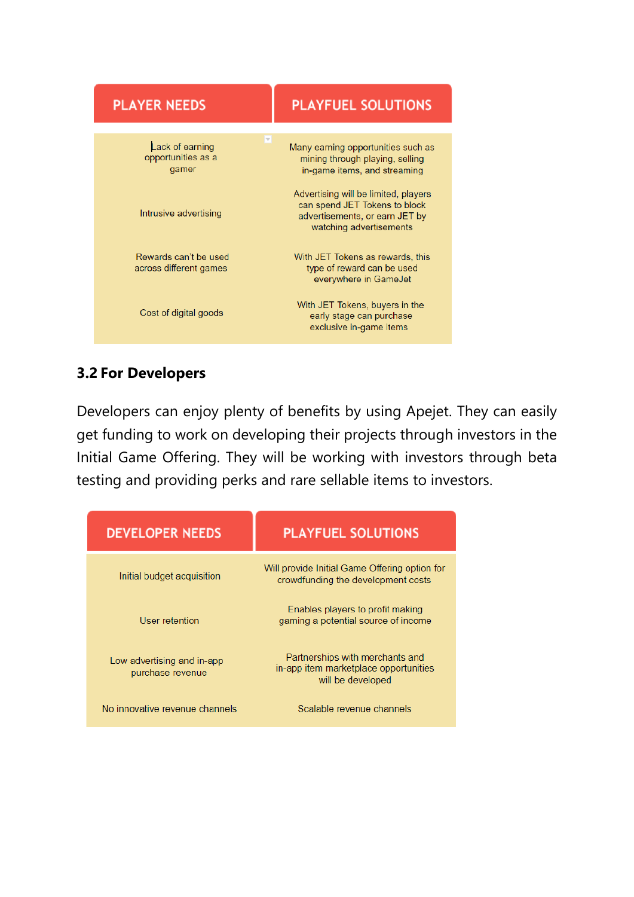| PLAYER NEEDS | PLAYFUEL SOLUTIONS |
| --- | --- |
| Lack of earning opportunities as a gamer | Many earning opportunities such as mining through playing, selling in-game items, and streaming |
| Intrusive advertising | Advertising will be limited, players can spend JET Tokens to block advertisements, or earn JET by watching advertisements |
| Rewards can't be used across different games | With JET Tokens as rewards, this type of reward can be used everywhere in GameJet |
| Cost of digital goods | With JET Tokens, buyers in the early stage can purchase exclusive in-game items |

### 3.2 For Developers

Developers can enjoy plenty of benefits by using Apejet. They can easily get funding to work on developing their projects through investors in the Initial Game Offering. They will be working with investors through beta testing and providing perks and rare sellable items to investors.

| DEVELOPER NEEDS | PLAYFUEL SOLUTIONS |
| --- | --- |
| Initial budget acquisition | Will provide Initial Game Offering option for crowdfunding the development costs |
| User retention | Enables players to profit making gaming a potential source of income |
| Low advertising and in-app purchase revenue | Partnerships with merchants and in-app item marketplace opportunities will be developed |
| No innovative revenue channels | Scalable revenue channels |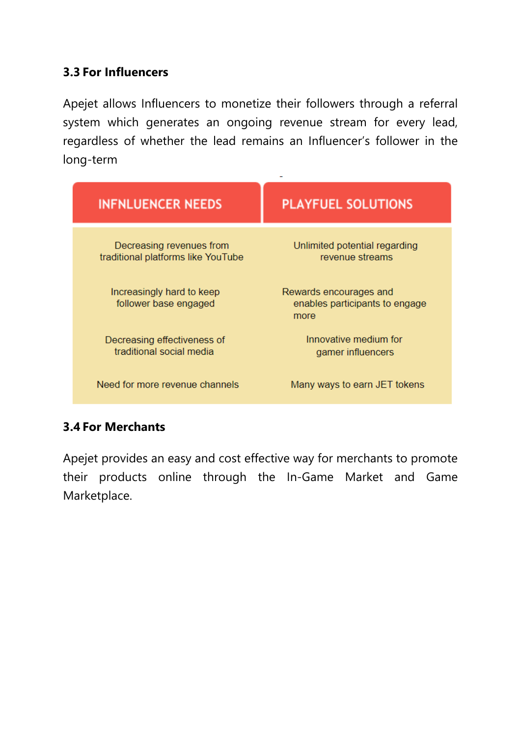### 3.3 For Influencers

Apejet allows Influencers to monetize their followers through a referral system which generates an ongoing revenue stream for every lead, regardless of whether the lead remains an Influencer's follower in the long-term

| INFNLUENCER NEEDS | PLAYFUEL SOLUTIONS |
|---|---|
| Decreasing revenues from traditional platforms like YouTube | Unlimited potential regarding revenue streams |
| Increasingly hard to keep follower base engaged | Rewards encourages and enables participants to engage more |
| Decreasing effectiveness of traditional social media | Innovative medium for gamer influencers |
| Need for more revenue channels | Many ways to earn JET tokens |

### 3.4 For Merchants

Apejet provides an easy and cost effective way for merchants to promote their products online through the In-Game Market and Game Marketplace.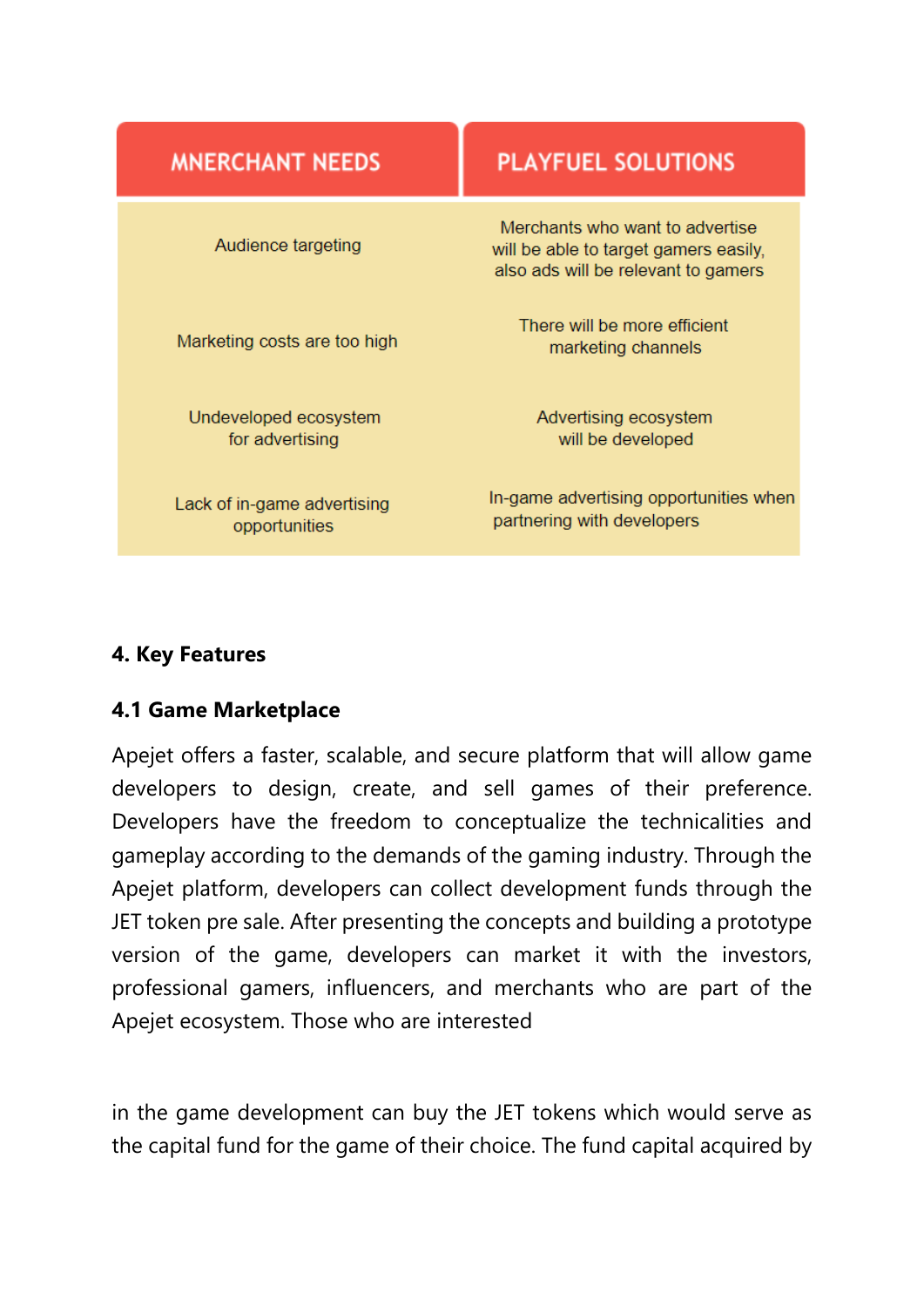| MNERCHANT NEEDS | PLAYFUEL SOLUTIONS |
| --- | --- |
| Audience targeting | Merchants who want to advertise will be able to target gamers easily, also ads will be relevant to gamers |
| Marketing costs are too high | There will be more efficient marketing channels |
| Undeveloped ecosystem for advertising | Advertising ecosystem will be developed |
| Lack of in-game advertising opportunities | In-game advertising opportunities when partnering with developers |

## 4. Key Features

### 4.1 Game Marketplace

Apejet offers a faster, scalable, and secure platform that will allow game developers to design, create, and sell games of their preference. Developers have the freedom to conceptualize the technicalities and gameplay according to the demands of the gaming industry. Through the Apejet platform, developers can collect development funds through the JET token pre sale. After presenting the concepts and building a prototype version of the game, developers can market it with the investors, professional gamers, influencers, and merchants who are part of the Apejet ecosystem. Those who are interested

in the game development can buy the JET tokens which would serve as the capital fund for the game of their choice. The fund capital acquired by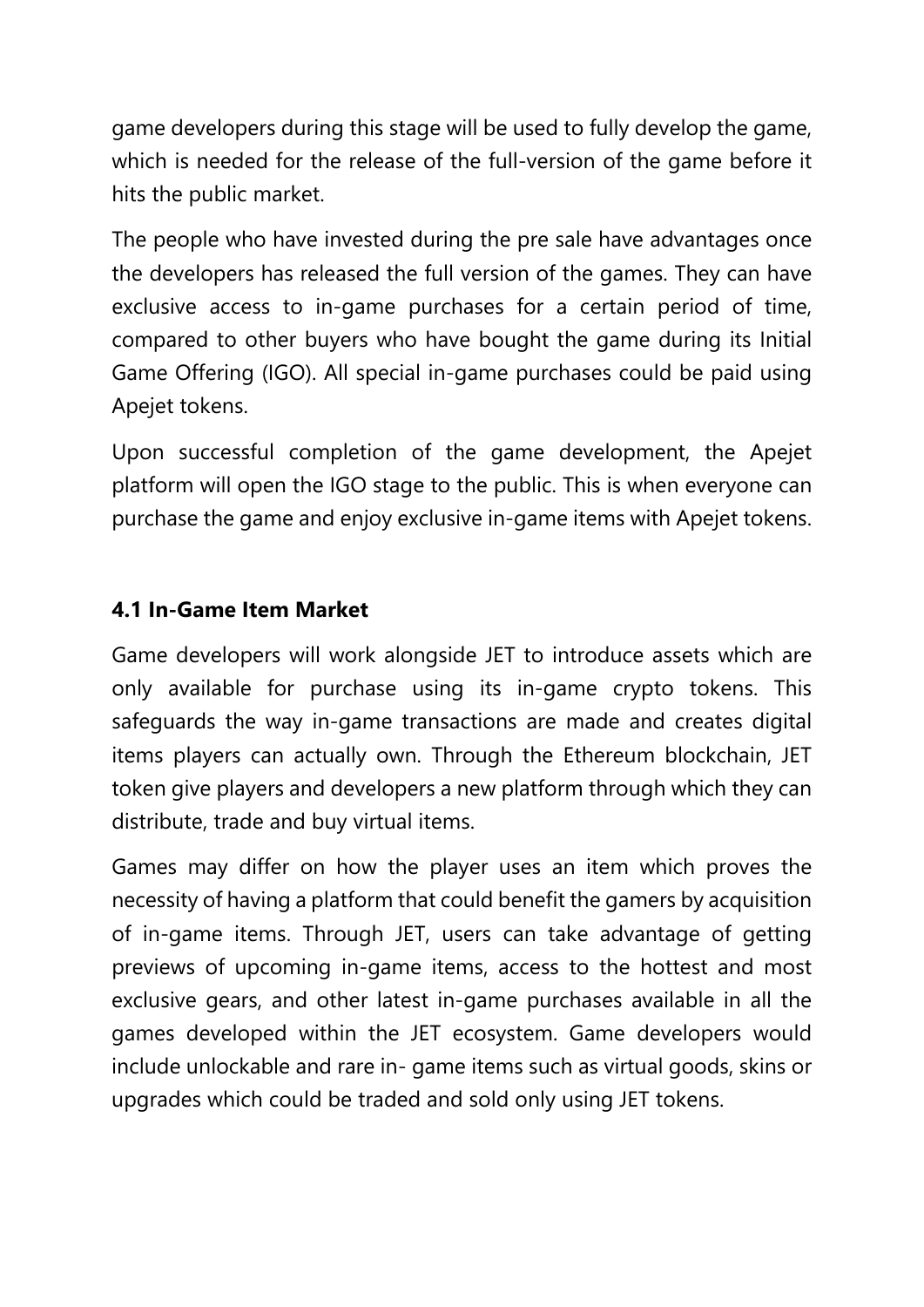game developers during this stage will be used to fully develop the game, which is needed for the release of the full-version of the game before it hits the public market.

The people who have invested during the pre sale have advantages once the developers has released the full version of the games. They can have exclusive access to in-game purchases for a certain period of time, compared to other buyers who have bought the game during its Initial Game Offering (IGO). All special in-game purchases could be paid using Apejet tokens.

Upon successful completion of the game development, the Apejet platform will open the IGO stage to the public. This is when everyone can purchase the game and enjoy exclusive in-game items with Apejet tokens.

### 4.1 In-Game Item Market

Game developers will work alongside JET to introduce assets which are only available for purchase using its in-game crypto tokens. This safeguards the way in-game transactions are made and creates digital items players can actually own. Through the Ethereum blockchain, JET token give players and developers a new platform through which they can distribute, trade and buy virtual items.

Games may differ on how the player uses an item which proves the necessity of having a platform that could benefit the gamers by acquisition of in-game items. Through JET, users can take advantage of getting previews of upcoming in-game items, access to the hottest and most exclusive gears, and other latest in-game purchases available in all the games developed within the JET ecosystem. Game developers would include unlockable and rare in- game items such as virtual goods, skins or upgrades which could be traded and sold only using JET tokens.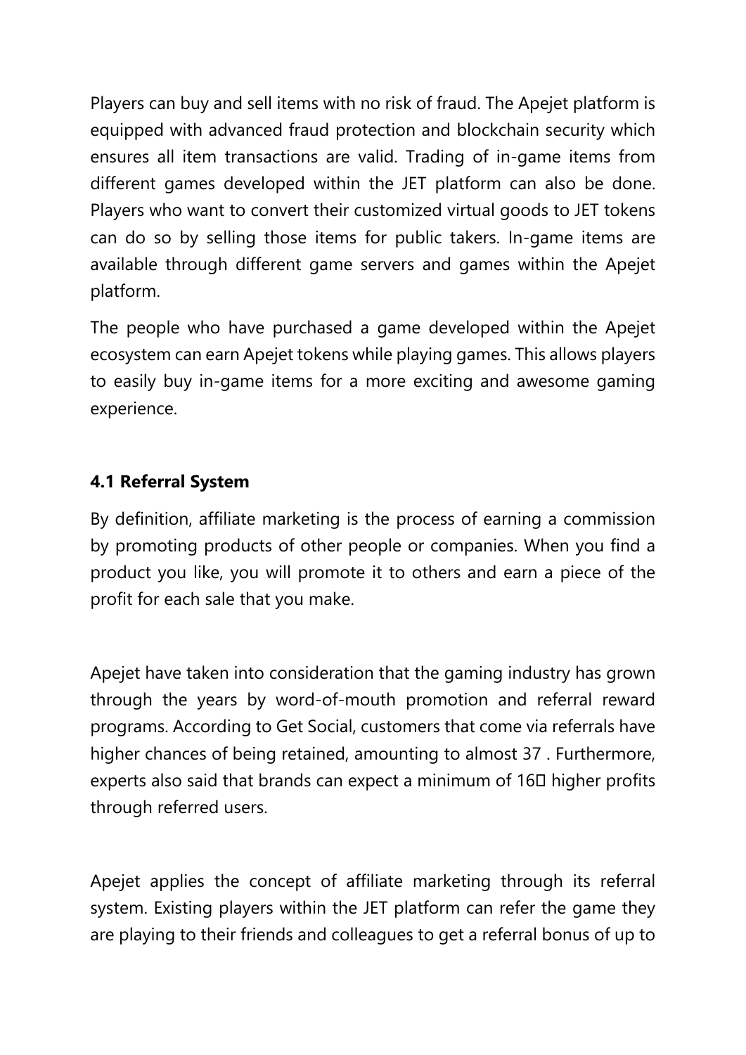Players can buy and sell items with no risk of fraud. The Apejet platform is equipped with advanced fraud protection and blockchain security which ensures all item transactions are valid. Trading of in-game items from different games developed within the JET platform can also be done. Players who want to convert their customized virtual goods to JET tokens can do so by selling those items for public takers. In-game items are available through different game servers and games within the Apejet platform.

The people who have purchased a game developed within the Apejet ecosystem can earn Apejet tokens while playing games. This allows players to easily buy in-game items for a more exciting and awesome gaming experience.

### 4.1 Referral System

By definition, affiliate marketing is the process of earning a commission by promoting products of other people or companies. When you find a product you like, you will promote it to others and earn a piece of the profit for each sale that you make.

Apejet have taken into consideration that the gaming industry has grown through the years by word-of-mouth promotion and referral reward programs. According to Get Social, customers that come via referrals have higher chances of being retained, amounting to almost 37 . Furthermore, experts also said that brands can expect a minimum of 16� higher profits through referred users.

Apejet applies the concept of affiliate marketing through its referral system. Existing players within the JET platform can refer the game they are playing to their friends and colleagues to get a referral bonus of up to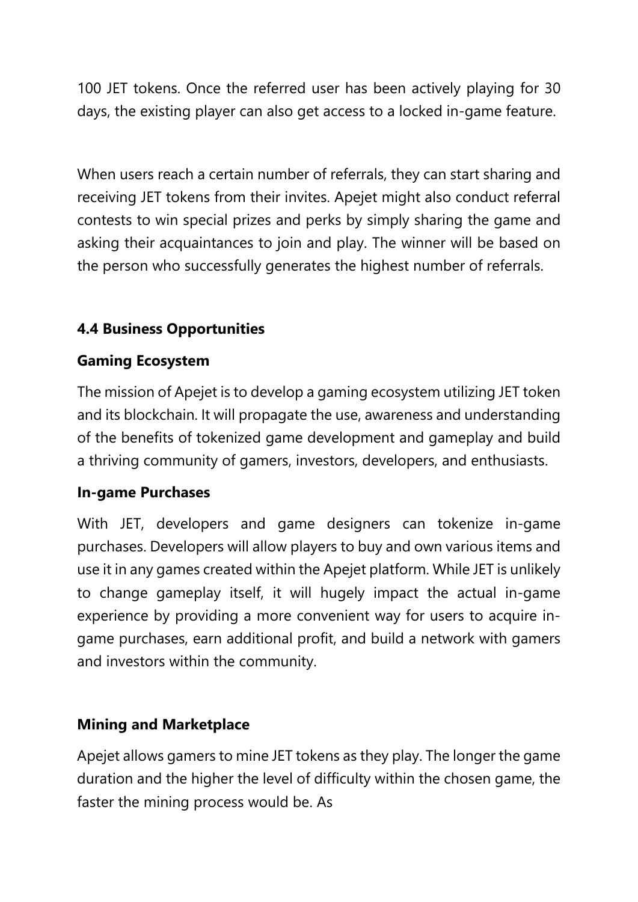100 JET tokens. Once the referred user has been actively playing for 30 days, the existing player can also get access to a locked in-game feature.

When users reach a certain number of referrals, they can start sharing and receiving JET tokens from their invites. Apejet might also conduct referral contests to win special prizes and perks by simply sharing the game and asking their acquaintances to join and play. The winner will be based on the person who successfully generates the highest number of referrals.

### 4.4 Business Opportunities

#### Gaming Ecosystem

The mission of Apejet is to develop a gaming ecosystem utilizing JET token and its blockchain. It will propagate the use, awareness and understanding of the benefits of tokenized game development and gameplay and build a thriving community of gamers, investors, developers, and enthusiasts.

#### In-game Purchases

With JET, developers and game designers can tokenize in-game purchases. Developers will allow players to buy and own various items and use it in any games created within the Apejet platform. While JET is unlikely to change gameplay itself, it will hugely impact the actual in-game experience by providing a more convenient way for users to acquire in-game purchases, earn additional profit, and build a network with gamers and investors within the community.

#### Mining and Marketplace

Apejet allows gamers to mine JET tokens as they play. The longer the game duration and the higher the level of difficulty within the chosen game, the faster the mining process would be. As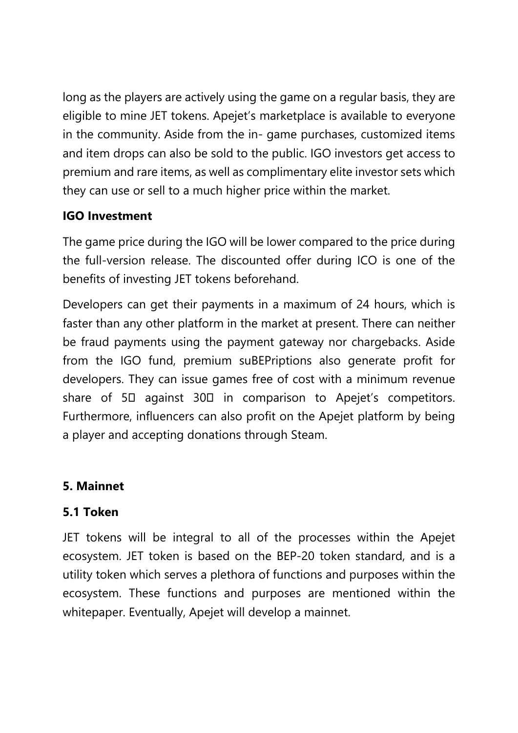long as the players are actively using the game on a regular basis, they are eligible to mine JET tokens. Apejet's marketplace is available to everyone in the community. Aside from the in- game purchases, customized items and item drops can also be sold to the public. IGO investors get access to premium and rare items, as well as complimentary elite investor sets which they can use or sell to a much higher price within the market.

**IGO Investment**

The game price during the IGO will be lower compared to the price during the full-version release. The discounted offer during ICO is one of the benefits of investing JET tokens beforehand.

Developers can get their payments in a maximum of 24 hours, which is faster than any other platform in the market at present. There can neither be fraud payments using the payment gateway nor chargebacks. Aside from the IGO fund, premium suBEPriptions also generate profit for developers. They can issue games free of cost with a minimum revenue share of 5□ against 30□ in comparison to Apejet's competitors. Furthermore, influencers can also profit on the Apejet platform by being a player and accepting donations through Steam.

## 5. Mainnet

### 5.1 Token

JET tokens will be integral to all of the processes within the Apejet ecosystem. JET token is based on the BEP-20 token standard, and is a utility token which serves a plethora of functions and purposes within the ecosystem. These functions and purposes are mentioned within the whitepaper. Eventually, Apejet will develop a mainnet.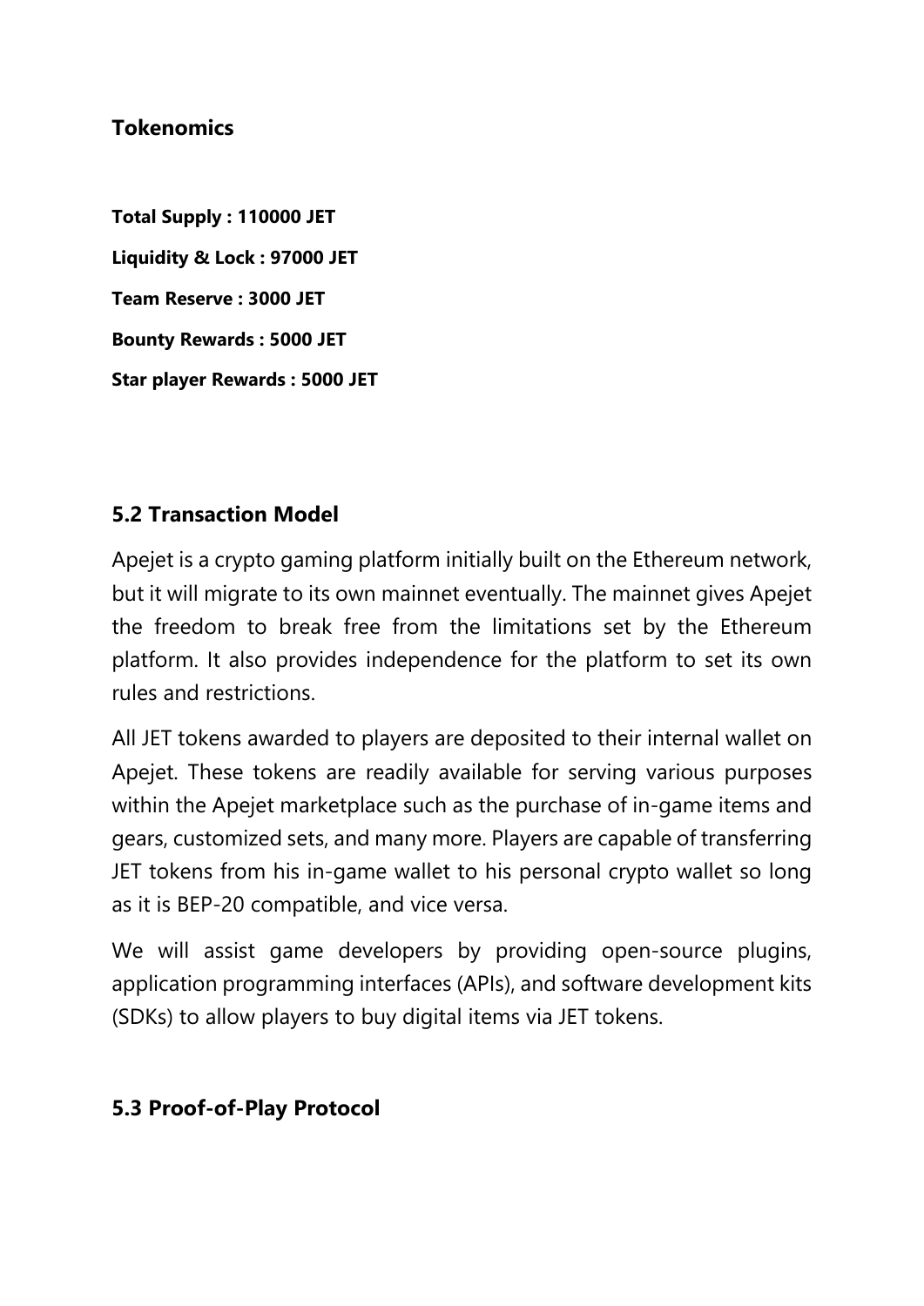### Tokenomics

**Total Supply : 110000 JET**

**Liquidity & Lock : 97000 JET**

**Team Reserve : 3000 JET**

**Bounty Rewards : 5000 JET**

**Star player Rewards : 5000 JET**

### 5.2 Transaction Model

Apejet is a crypto gaming platform initially built on the Ethereum network, but it will migrate to its own mainnet eventually. The mainnet gives Apejet the freedom to break free from the limitations set by the Ethereum platform. It also provides independence for the platform to set its own rules and restrictions.

All JET tokens awarded to players are deposited to their internal wallet on Apejet. These tokens are readily available for serving various purposes within the Apejet marketplace such as the purchase of in-game items and gears, customized sets, and many more. Players are capable of transferring JET tokens from his in-game wallet to his personal crypto wallet so long as it is BEP-20 compatible, and vice versa.

We will assist game developers by providing open-source plugins, application programming interfaces (APIs), and software development kits (SDKs) to allow players to buy digital items via JET tokens.

### 5.3 Proof-of-Play Protocol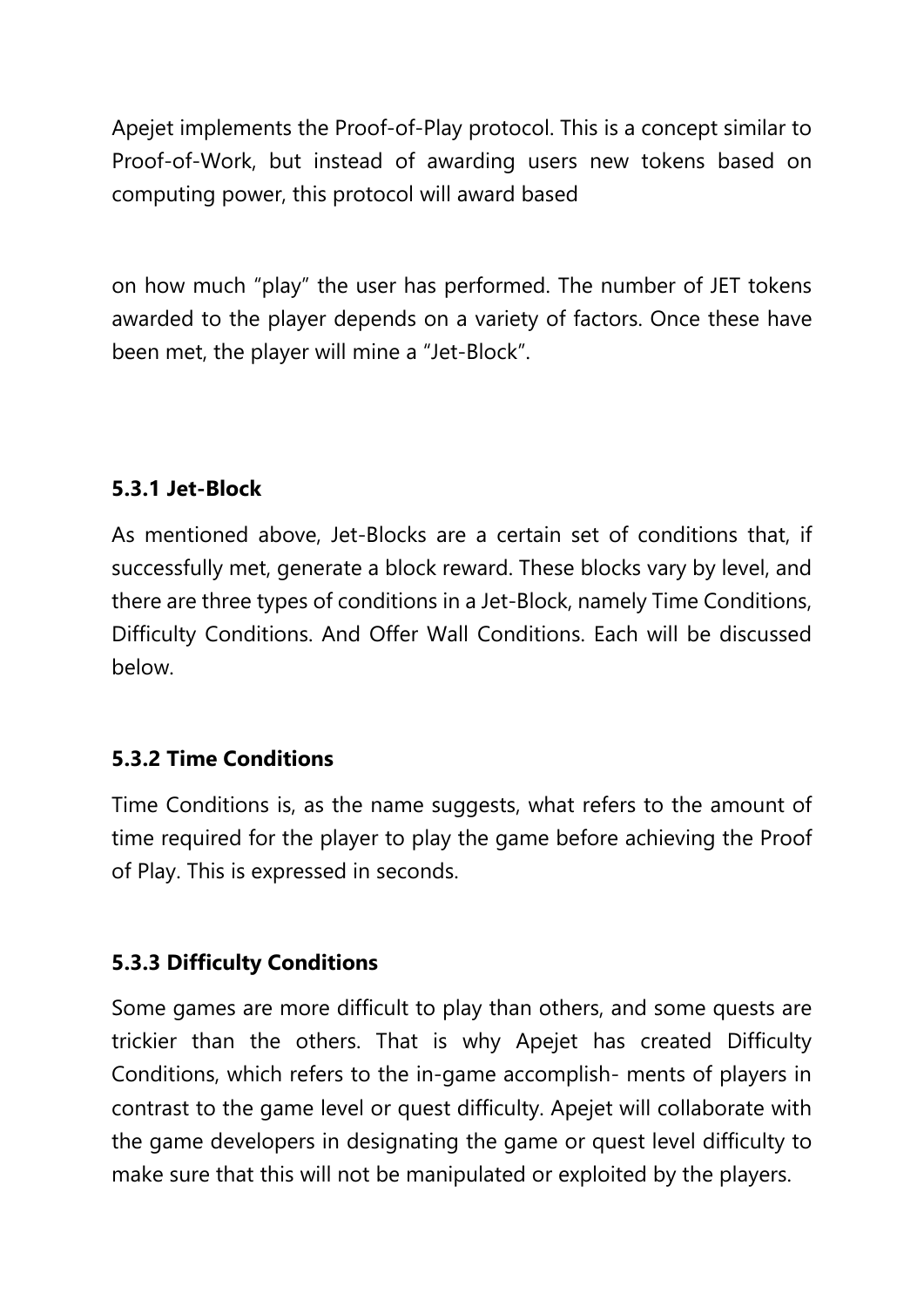Apejet implements the Proof-of-Play protocol. This is a concept similar to Proof-of-Work, but instead of awarding users new tokens based on computing power, this protocol will award based

on how much “play” the user has performed. The number of JET tokens awarded to the player depends on a variety of factors. Once these have been met, the player will mine a “Jet-Block”.

### 5.3.1 Jet-Block

As mentioned above, Jet-Blocks are a certain set of conditions that, if successfully met, generate a block reward. These blocks vary by level, and there are three types of conditions in a Jet-Block, namely Time Conditions, Difficulty Conditions. And Offer Wall Conditions. Each will be discussed below.

### 5.3.2 Time Conditions

Time Conditions is, as the name suggests, what refers to the amount of time required for the player to play the game before achieving the Proof of Play. This is expressed in seconds.

### 5.3.3 Difficulty Conditions

Some games are more difficult to play than others, and some quests are trickier than the others. That is why Apejet has created Difficulty Conditions, which refers to the in-game accomplish- ments of players in contrast to the game level or quest difficulty. Apejet will collaborate with the game developers in designating the game or quest level difficulty to make sure that this will not be manipulated or exploited by the players.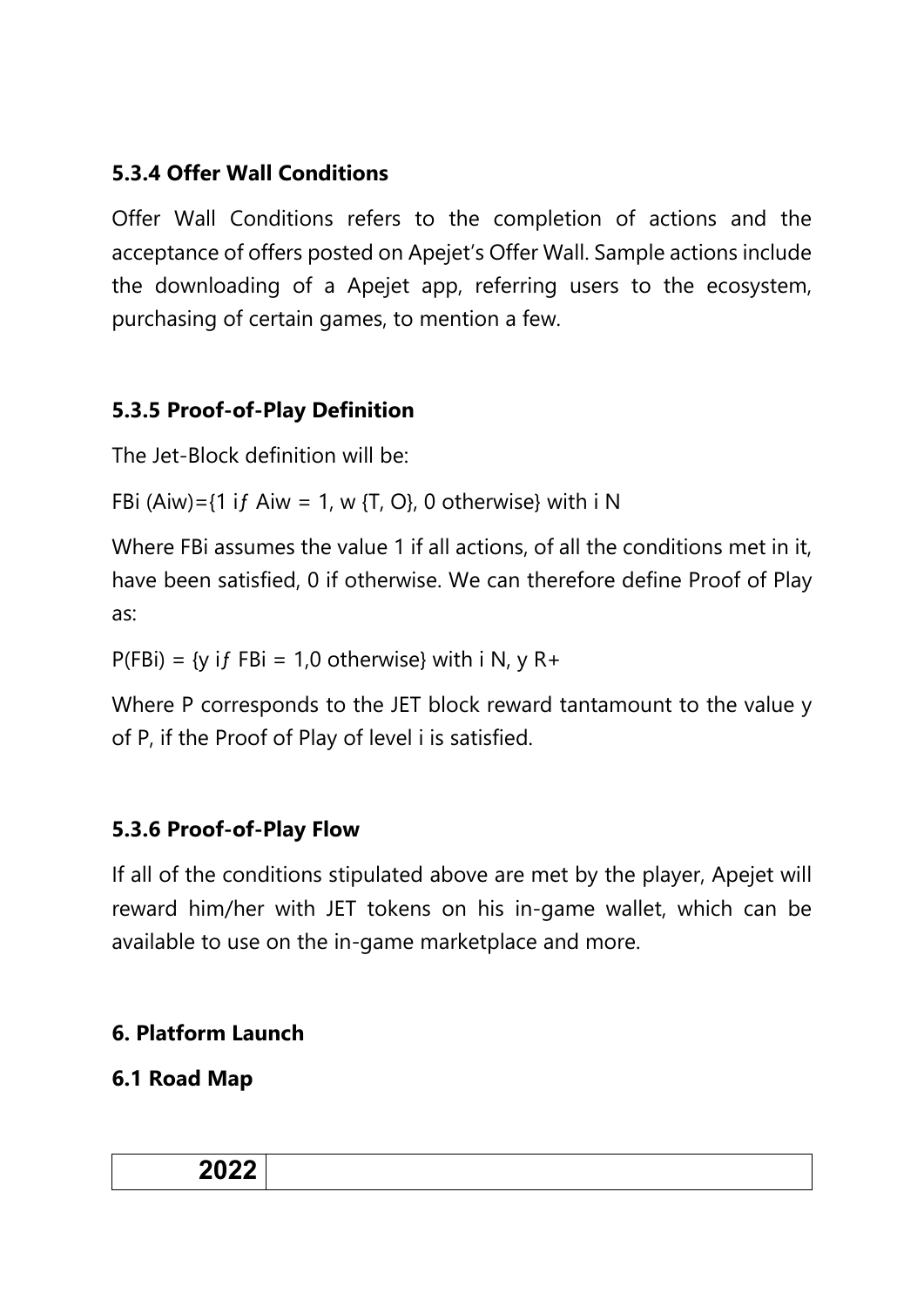### 5.3.4 Offer Wall Conditions

Offer Wall Conditions refers to the completion of actions and the acceptance of offers posted on Apejet's Offer Wall. Sample actions include the downloading of a Apejet app, referring users to the ecosystem, purchasing of certain games, to mention a few.

### 5.3.5 Proof-of-Play Definition

The Jet-Block definition will be:

FBi (Aiw)={1 iƒ Aiw = 1, w {T, O}, 0 otherwise} with i N

Where FBi assumes the value 1 if all actions, of all the conditions met in it, have been satisfied, 0 if otherwise. We can therefore define Proof of Play as:

P(FBi) = {y iƒ FBi = 1,0 otherwise} with i N, y R+

Where P corresponds to the JET block reward tantamount to the value y of P, if the Proof of Play of level i is satisfied.

### 5.3.6 Proof-of-Play Flow

If all of the conditions stipulated above are met by the player, Apejet will reward him/her with JET tokens on his in-game wallet, which can be available to use on the in-game marketplace and more.

## 6. Platform Launch

### 6.1 Road Map

| 2022 | |
|---|---|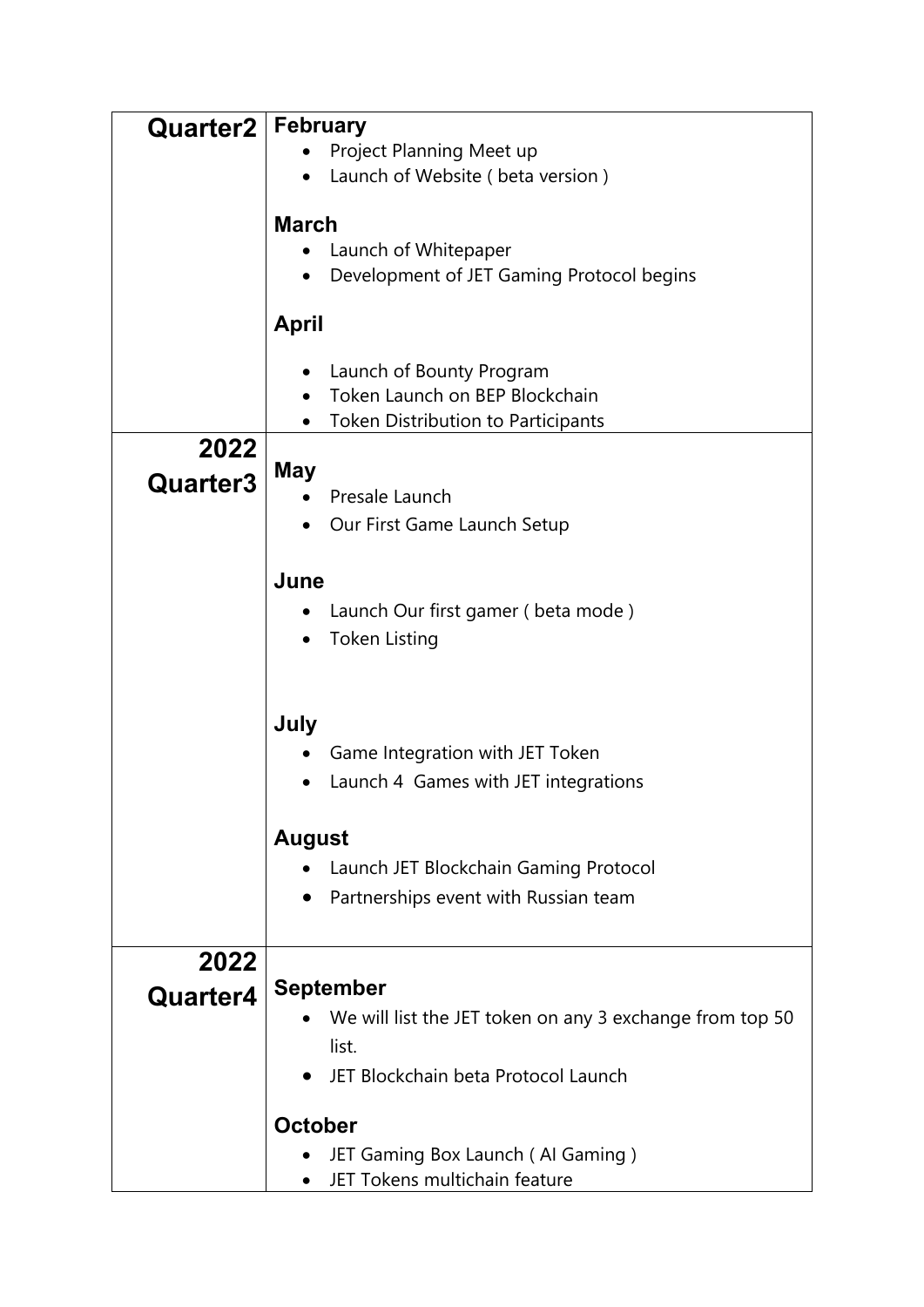| | |
|---|---|
| **Quarter2** | **February**<br>• Project Planning Meet up<br>• Launch of Website ( beta version )<br><br>**March**<br>• Launch of Whitepaper<br>• Development of JET Gaming Protocol begins<br><br>**April**<br>• Launch of Bounty Program<br>• Token Launch on BEP Blockchain<br>• Token Distribution to Participants |
| **2022 Quarter3** | **May**<br>• Presale Launch<br>• Our First Game Launch Setup<br><br>**June**<br>• Launch Our first gamer ( beta mode )<br>• Token Listing<br><br>**July**<br>• Game Integration with JET Token<br>• Launch 4 Games with JET integrations<br><br>**August**<br>• Launch JET Blockchain Gaming Protocol<br>• Partnerships event with Russian team |
| **2022 Quarter4** | **September**<br>• We will list the JET token on any 3 exchange from top 50 list.<br>• JET Blockchain beta Protocol Launch<br><br>**October**<br>• JET Gaming Box Launch ( AI Gaming )<br>• JET Tokens multichain feature |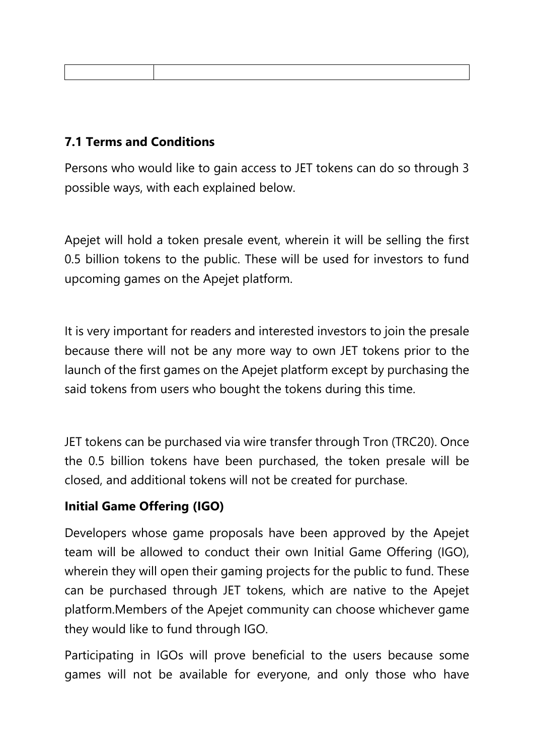| | |
|---|---|

**7.1 Terms and Conditions**

Persons who would like to gain access to JET tokens can do so through 3 possible ways, with each explained below.

Apejet will hold a token presale event, wherein it will be selling the first 0.5 billion tokens to the public. These will be used for investors to fund upcoming games on the Apejet platform.

It is very important for readers and interested investors to join the presale because there will not be any more way to own JET tokens prior to the launch of the first games on the Apejet platform except by purchasing the said tokens from users who bought the tokens during this time.

JET tokens can be purchased via wire transfer through Tron (TRC20). Once the 0.5 billion tokens have been purchased, the token presale will be closed, and additional tokens will not be created for purchase.

**Initial Game Offering (IGO)**

Developers whose game proposals have been approved by the Apejet team will be allowed to conduct their own Initial Game Offering (IGO), wherein they will open their gaming projects for the public to fund. These can be purchased through JET tokens, which are native to the Apejet platform.Members of the Apejet community can choose whichever game they would like to fund through IGO.

Participating in IGOs will prove beneficial to the users because some games will not be available for everyone, and only those who have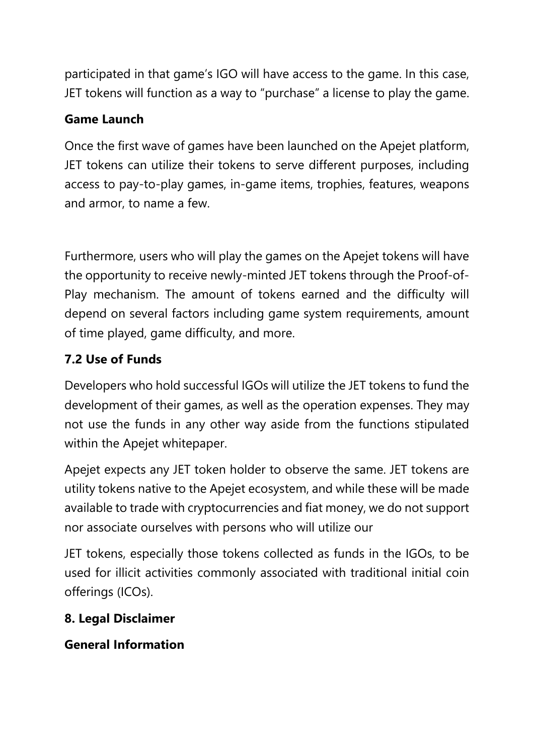participated in that game's IGO will have access to the game. In this case, JET tokens will function as a way to "purchase" a license to play the game.

**Game Launch**

Once the first wave of games have been launched on the Apejet platform, JET tokens can utilize their tokens to serve different purposes, including access to pay-to-play games, in-game items, trophies, features, weapons and armor, to name a few.

Furthermore, users who will play the games on the Apejet tokens will have the opportunity to receive newly-minted JET tokens through the Proof-of-Play mechanism. The amount of tokens earned and the difficulty will depend on several factors including game system requirements, amount of time played, game difficulty, and more.

## 7.2 Use of Funds

Developers who hold successful IGOs will utilize the JET tokens to fund the development of their games, as well as the operation expenses. They may not use the funds in any other way aside from the functions stipulated within the Apejet whitepaper.

Apejet expects any JET token holder to observe the same. JET tokens are utility tokens native to the Apejet ecosystem, and while these will be made available to trade with cryptocurrencies and fiat money, we do not support nor associate ourselves with persons who will utilize our

JET tokens, especially those tokens collected as funds in the IGOs, to be used for illicit activities commonly associated with traditional initial coin offerings (ICOs).

# 8. Legal Disclaimer

**General Information**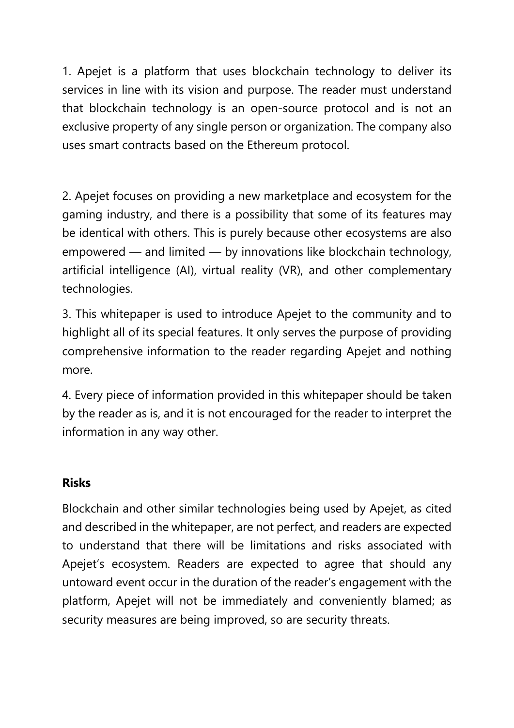1. Apejet is a platform that uses blockchain technology to deliver its services in line with its vision and purpose. The reader must understand that blockchain technology is an open-source protocol and is not an exclusive property of any single person or organization. The company also uses smart contracts based on the Ethereum protocol.

2. Apejet focuses on providing a new marketplace and ecosystem for the gaming industry, and there is a possibility that some of its features may be identical with others. This is purely because other ecosystems are also empowered — and limited — by innovations like blockchain technology, artificial intelligence (AI), virtual reality (VR), and other complementary technologies.

3. This whitepaper is used to introduce Apejet to the community and to highlight all of its special features. It only serves the purpose of providing comprehensive information to the reader regarding Apejet and nothing more.

4. Every piece of information provided in this whitepaper should be taken by the reader as is, and it is not encouraged for the reader to interpret the information in any way other.

**Risks**

Blockchain and other similar technologies being used by Apejet, as cited and described in the whitepaper, are not perfect, and readers are expected to understand that there will be limitations and risks associated with Apejet's ecosystem. Readers are expected to agree that should any untoward event occur in the duration of the reader's engagement with the platform, Apejet will not be immediately and conveniently blamed; as security measures are being improved, so are security threats.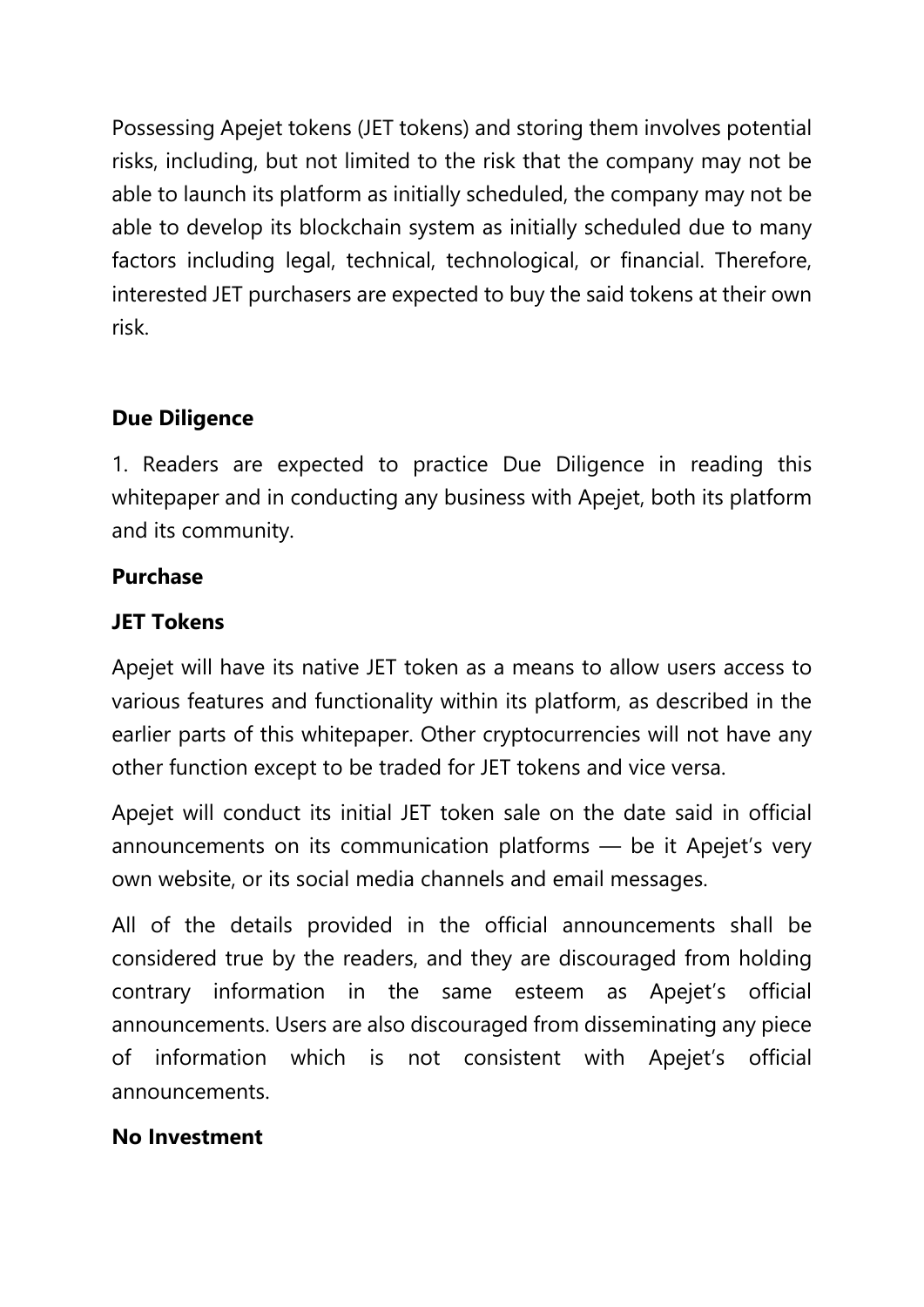Possessing Apejet tokens (JET tokens) and storing them involves potential risks, including, but not limited to the risk that the company may not be able to launch its platform as initially scheduled, the company may not be able to develop its blockchain system as initially scheduled due to many factors including legal, technical, technological, or financial. Therefore, interested JET purchasers are expected to buy the said tokens at their own risk.

**Due Diligence**

1. Readers are expected to practice Due Diligence in reading this whitepaper and in conducting any business with Apejet, both its platform and its community.

**Purchase**

**JET Tokens**

Apejet will have its native JET token as a means to allow users access to various features and functionality within its platform, as described in the earlier parts of this whitepaper. Other cryptocurrencies will not have any other function except to be traded for JET tokens and vice versa.

Apejet will conduct its initial JET token sale on the date said in official announcements on its communication platforms — be it Apejet's very own website, or its social media channels and email messages.

All of the details provided in the official announcements shall be considered true by the readers, and they are discouraged from holding contrary information in the same esteem as Apejet's official announcements. Users are also discouraged from disseminating any piece of information which is not consistent with Apejet's official announcements.

**No Investment**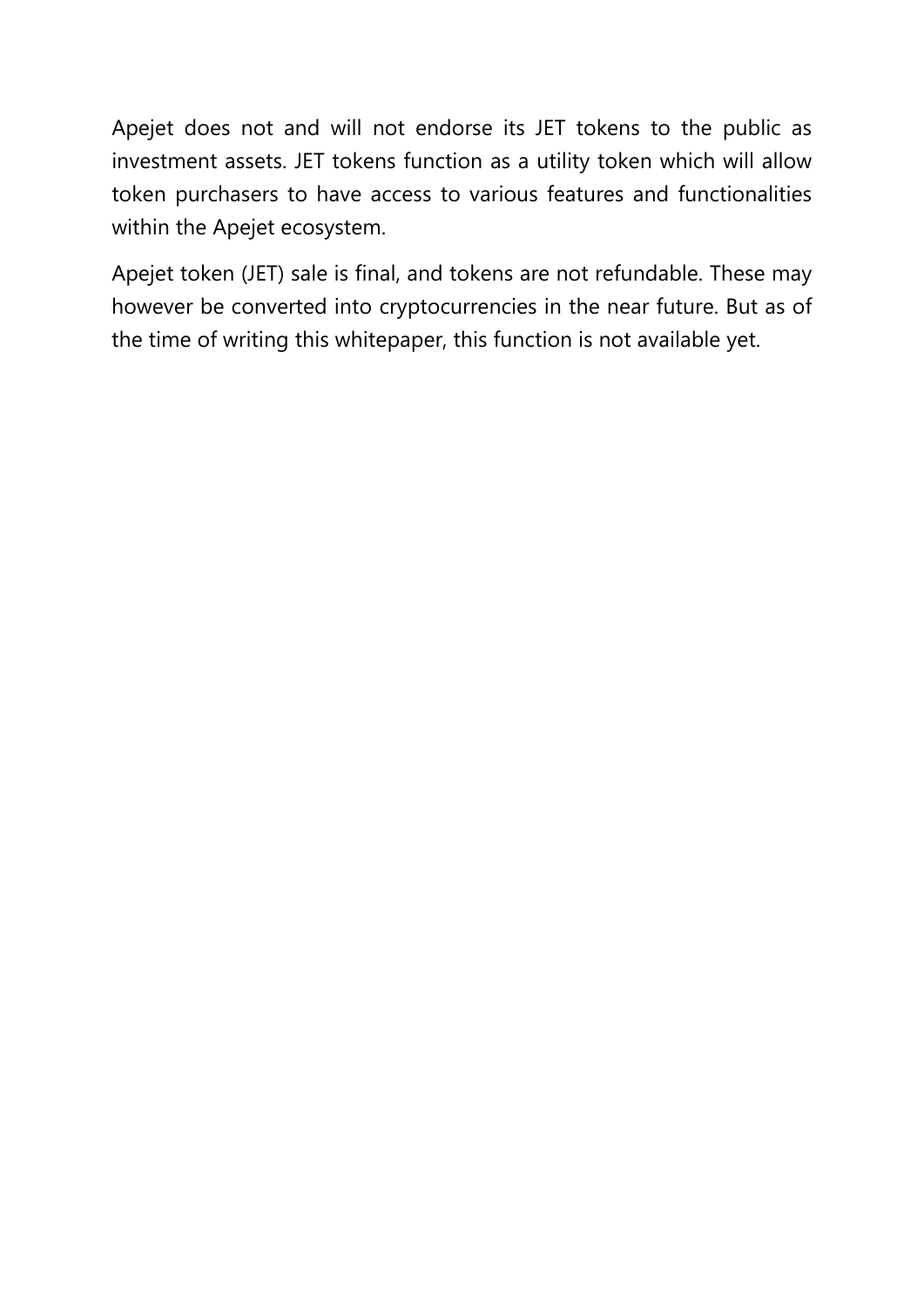Apejet does not and will not endorse its JET tokens to the public as investment assets. JET tokens function as a utility token which will allow token purchasers to have access to various features and functionalities within the Apejet ecosystem.

Apejet token (JET) sale is final, and tokens are not refundable. These may however be converted into cryptocurrencies in the near future. But as of the time of writing this whitepaper, this function is not available yet.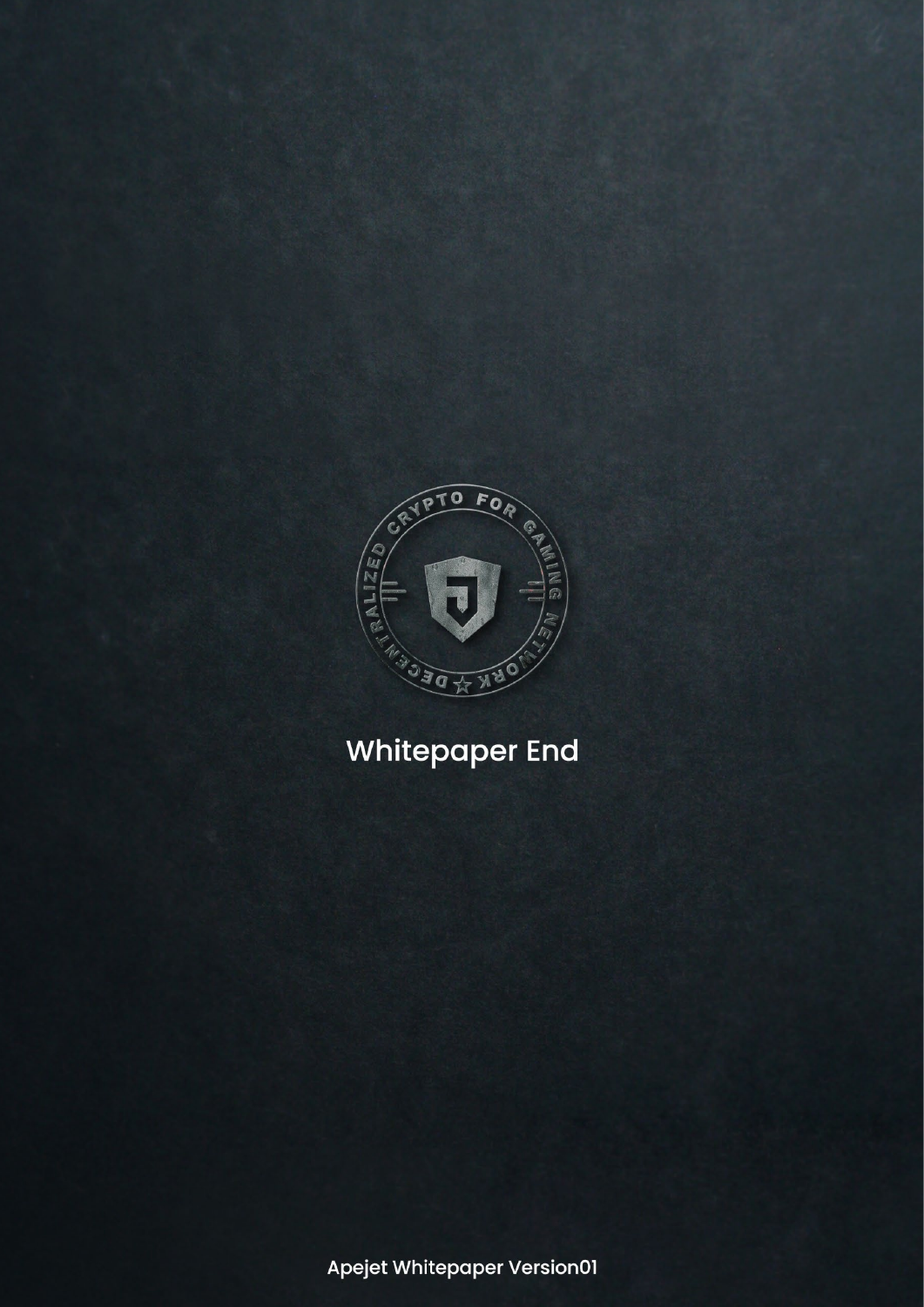Whitepaper End